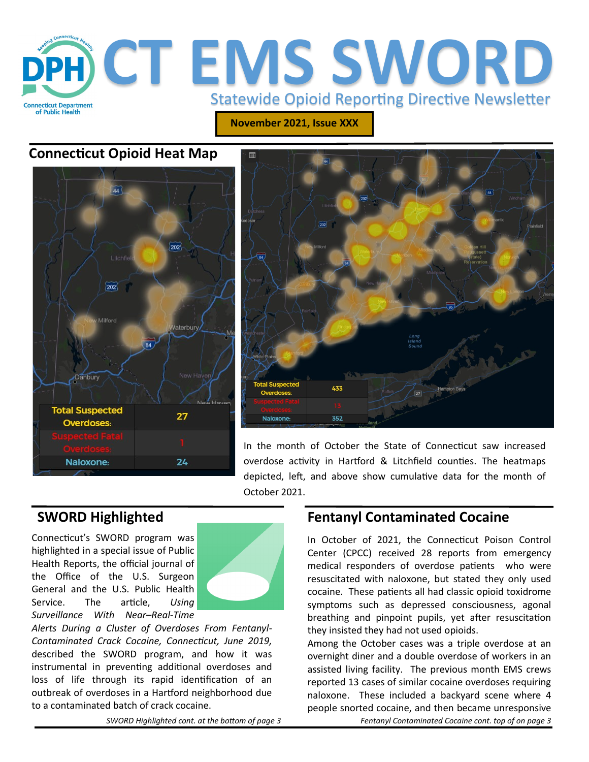# CT EMS SWORD

Statewide Opioid Reporting Directive Newsletter

**November 2021, Issue XXX**

## Connecticut Opioid Heat Map

| Total Suspected Overdoses: | 27 |
|---|---|
| Suspected Fatal Overdoses: | 1 |
| Naloxone: | 24 |

| Total Suspected Overdoses: | 433 |
|---|---|
| Suspected Fatal Overdoses: | 13 |
| Naloxone: | 352 |

In the month of October the State of Connecticut saw increased overdose activity in Hartford & Litchfield counties. The heatmaps depicted, left, and above show cumulative data for the month of October 2021.

## SWORD Highlighted

Connecticut's SWORD program was highlighted in a special issue of Public Health Reports, the official journal of the Office of the U.S. Surgeon General and the U.S. Public Health Service. The article, *Using Surveillance With Near–Real-Time Alerts During a Cluster of Overdoses From Fentanyl-Contaminated Crack Cocaine, Connecticut, June 2019,* described the SWORD program, and how it was instrumental in preventing additional overdoses and loss of life through its rapid identification of an outbreak of overdoses in a Hartford neighborhood due to a contaminated batch of crack cocaine.

*SWORD Highlighted cont. at the bottom of page 3*

## Fentanyl Contaminated Cocaine

In October of 2021, the Connecticut Poison Control Center (CPCC) received 28 reports from emergency medical responders of overdose patients who were resuscitated with naloxone, but stated they only used cocaine. These patients all had classic opioid toxidrome symptoms such as depressed consciousness, agonal breathing and pinpoint pupils, yet after resuscitation they insisted they had not used opioids.

Among the October cases was a triple overdose at an overnight diner and a double overdose of workers in an assisted living facility. The previous month EMS crews reported 13 cases of similar cocaine overdoses requiring naloxone. These included a backyard scene where 4 people snorted cocaine, and then became unresponsive

*Fentanyl Contaminated Cocaine cont. top of on page 3*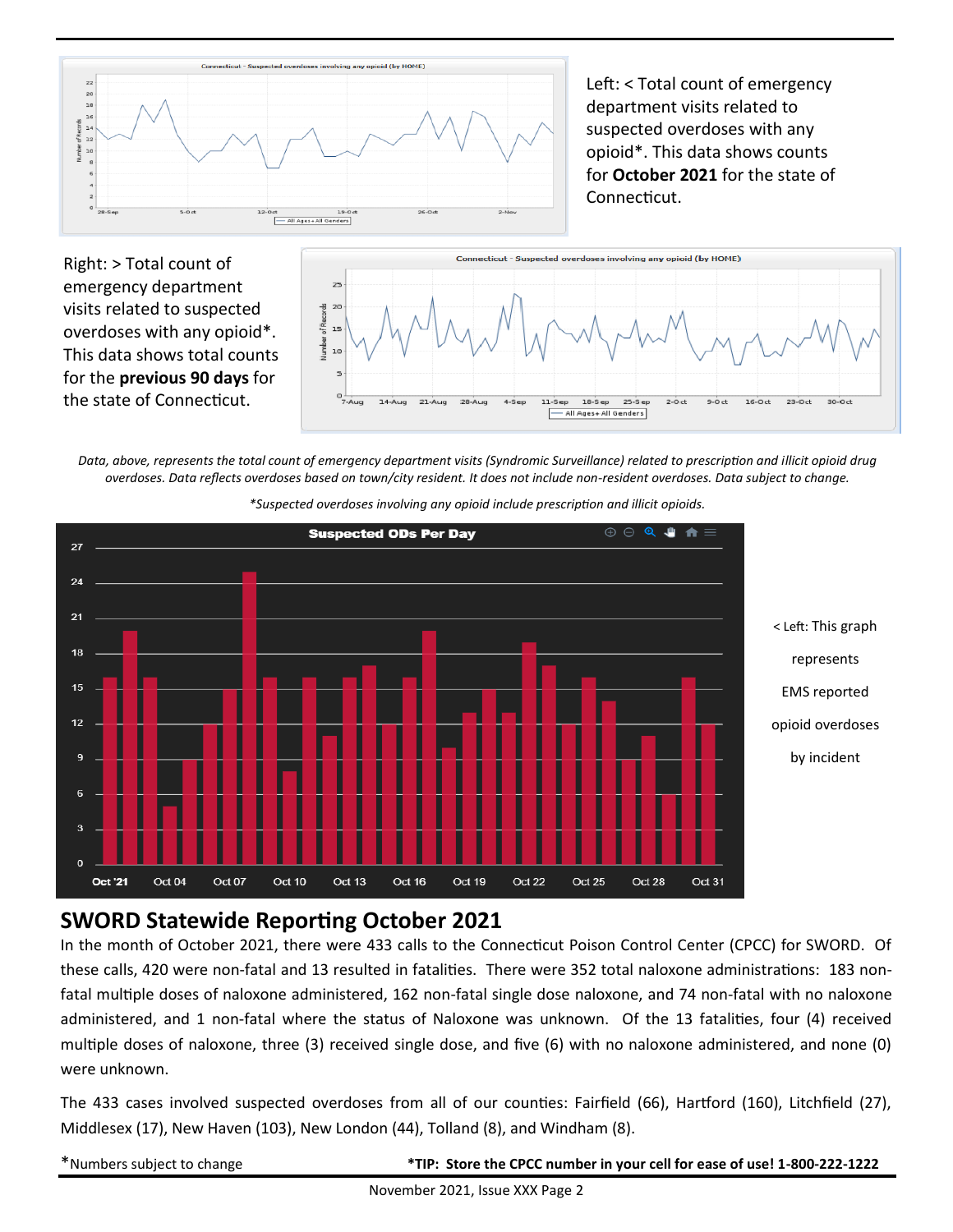Left: < Total count of emergency department visits related to suspected overdoses with any opioid*. This data shows counts for **October 2021** for the state of Connecticut.

Right: > Total count of emergency department visits related to suspected overdoses with any opioid*. This data shows total counts for the **previous 90 days** for the state of Connecticut.

*Data, above, represents the total count of emergency department visits (Syndromic Surveillance) related to prescription and illicit opioid drug overdoses. Data reflects overdoses based on town/city resident. It does not include non-resident overdoses. Data subject to change.*

**Suspected overdoses involving any opioid include prescription and illicit opioids.*

< Left: This graph represents EMS reported opioid overdoses by incident

## SWORD Statewide Reporting October 2021

In the month of October 2021, there were 433 calls to the Connecticut Poison Control Center (CPCC) for SWORD. Of these calls, 420 were non-fatal and 13 resulted in fatalities. There were 352 total naloxone administrations: 183 non-fatal multiple doses of naloxone administered, 162 non-fatal single dose naloxone, and 74 non-fatal with no naloxone administered, and 1 non-fatal where the status of Naloxone was unknown. Of the 13 fatalities, four (4) received multiple doses of naloxone, three (3) received single dose, and five (6) with no naloxone administered, and none (0) were unknown.

The 433 cases involved suspected overdoses from all of our counties: Fairfield (66), Hartford (160), Litchfield (27), Middlesex (17), New Haven (103), New London (44), Tolland (8), and Windham (8).

*Numbers subject to change

***TIP: Store the CPCC number in your cell for ease of use! 1-800-222-1222**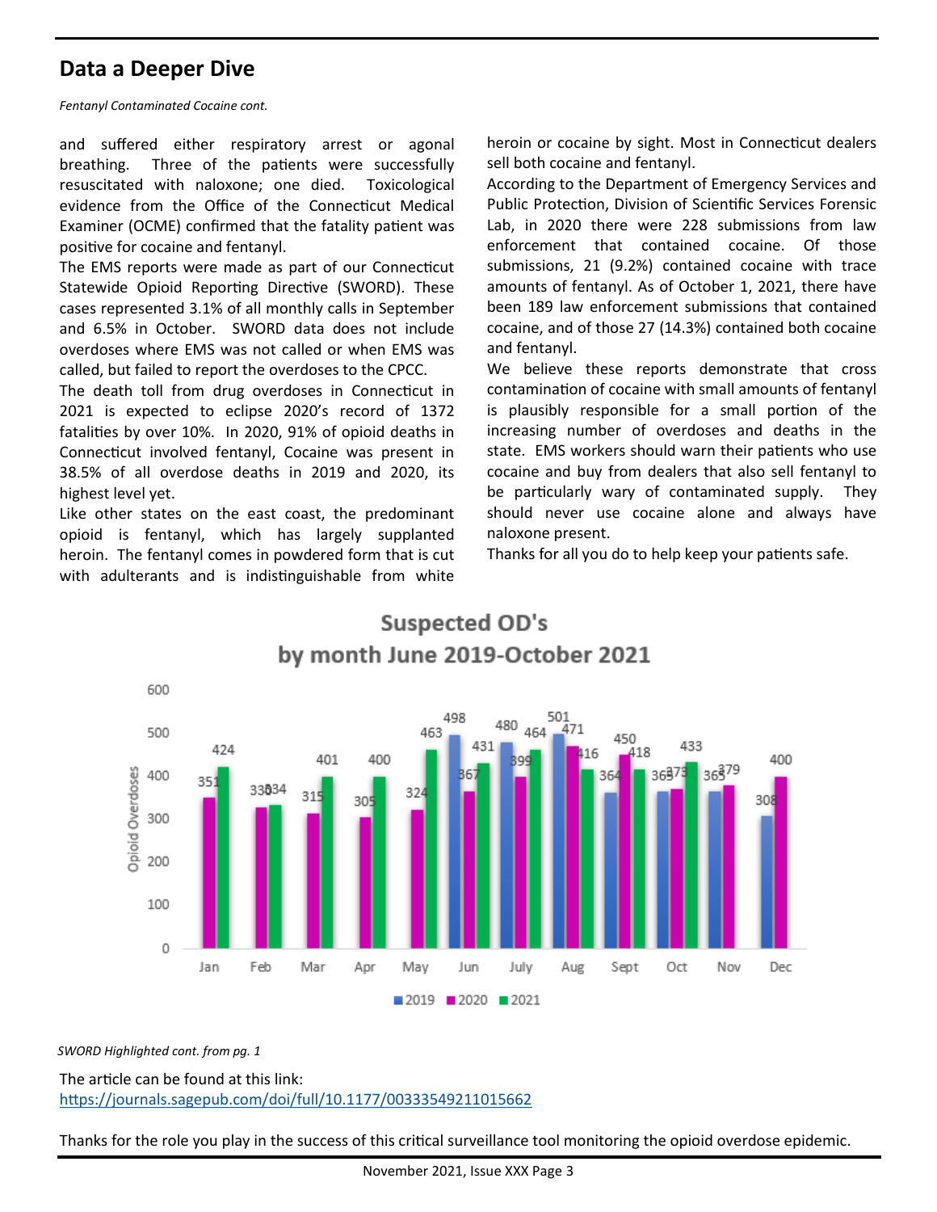## Data a Deeper Dive

*Fentanyl Contaminated Cocaine cont.*

and suffered either respiratory arrest or agonal breathing. Three of the patients were successfully resuscitated with naloxone; one died. Toxicological evidence from the Office of the Connecticut Medical Examiner (OCME) confirmed that the fatality patient was positive for cocaine and fentanyl.

The EMS reports were made as part of our Connecticut Statewide Opioid Reporting Directive (SWORD). These cases represented 3.1% of all monthly calls in September and 6.5% in October. SWORD data does not include overdoses where EMS was not called or when EMS was called, but failed to report the overdoses to the CPCC.

The death toll from drug overdoses in Connecticut in 2021 is expected to eclipse 2020's record of 1372 fatalities by over 10%. In 2020, 91% of opioid deaths in Connecticut involved fentanyl, Cocaine was present in 38.5% of all overdose deaths in 2019 and 2020, its highest level yet.

Like other states on the east coast, the predominant opioid is fentanyl, which has largely supplanted heroin. The fentanyl comes in powdered form that is cut with adulterants and is indistinguishable from white heroin or cocaine by sight. Most in Connecticut dealers sell both cocaine and fentanyl.

According to the Department of Emergency Services and Public Protection, Division of Scientific Services Forensic Lab, in 2020 there were 228 submissions from law enforcement that contained cocaine. Of those submissions, 21 (9.2%) contained cocaine with trace amounts of fentanyl. As of October 1, 2021, there have been 189 law enforcement submissions that contained cocaine, and of those 27 (14.3%) contained both cocaine and fentanyl.

We believe these reports demonstrate that cross contamination of cocaine with small amounts of fentanyl is plausibly responsible for a small portion of the increasing number of overdoses and deaths in the state. EMS workers should warn their patients who use cocaine and buy from dealers that also sell fentanyl to be particularly wary of contaminated supply. They should never use cocaine alone and always have naloxone present.

Thanks for all you do to help keep your patients safe.

**Suspected OD's by month June 2019-October 2021**

| Month | 2019 | 2020 | 2021 |
|---|---|---|---|
| Jan | | 351 | 424 |
| Feb | | 330 | 334 |
| Mar | | 315 | 401 |
| Apr | | 305 | 400 |
| May | | 324 | 463 |
| Jun | 498 | 367 | 431 |
| July | 480 | 399 | 464 |
| Aug | 501 | 471 | 416 |
| Sept | 364 | 450 | 418 |
| Oct | 365 | 373 | 433 |
| Nov | 365 | 379 | |
| Dec | 308 | 400 | |

*SWORD Highlighted cont. from pg. 1*

The article can be found at this link:
https://journals.sagepub.com/doi/full/10.1177/00333549211015662

Thanks for the role you play in the success of this critical surveillance tool monitoring the opioid overdose epidemic.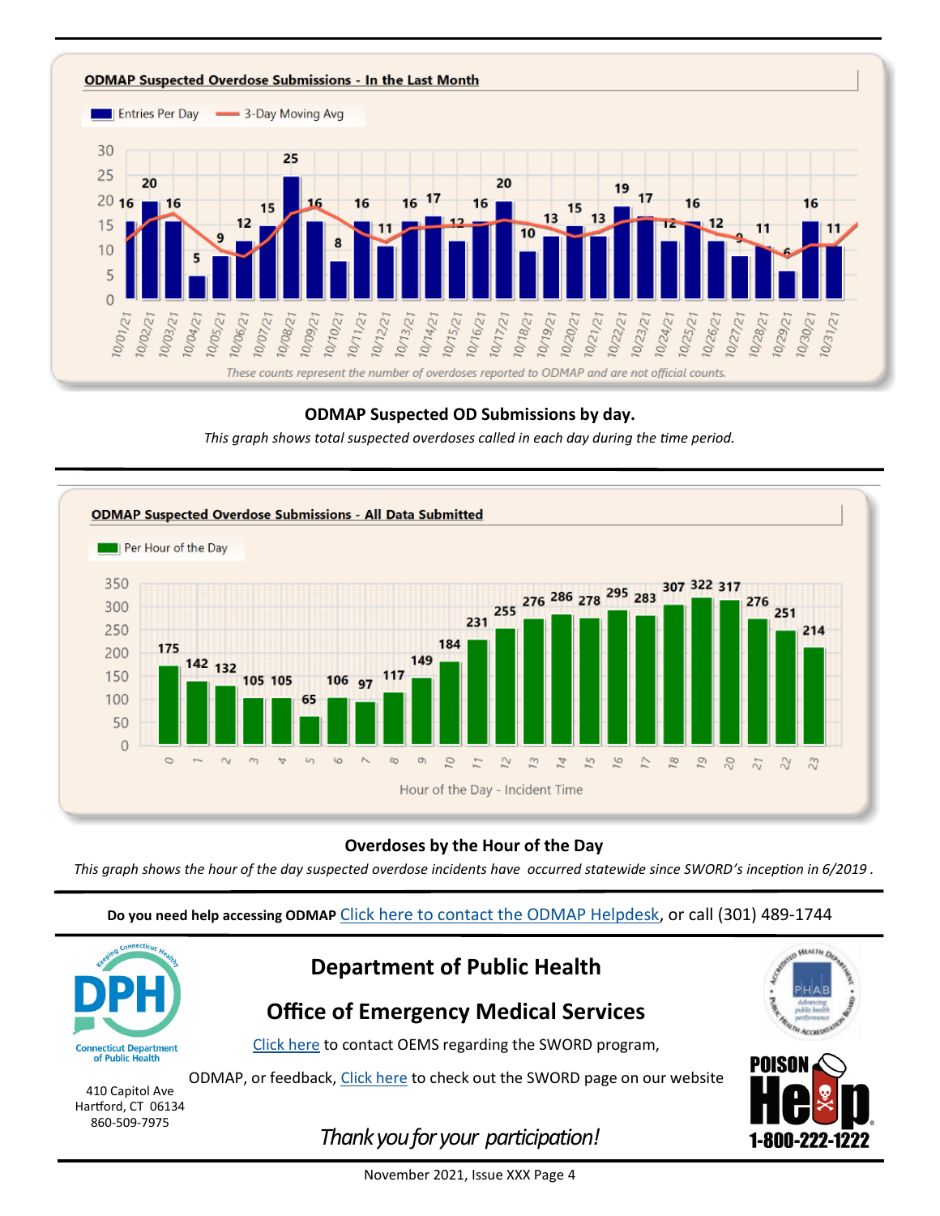**ODMAP Suspected Overdose Submissions - In the Last Month**

Entries Per Day
3-Day Moving Avg

30
25
20
15
10
5
0

16 20 16 5 9 12 15 25 16 8 16 11 16 17 12 16 20 10 13 15 13 19 17 12 16 12 9 11 6 16 11

10/01/21 10/02/21 10/03/21 10/04/21 10/05/21 10/06/21 10/07/21 10/08/21 10/09/21 10/10/21 10/11/21 10/12/21 10/13/21 10/14/21 10/15/21 10/16/21 10/17/21 10/18/21 10/19/21 10/20/21 10/21/21 10/22/21 10/23/21 10/24/21 10/25/21 10/26/21 10/27/21 10/28/21 10/29/21 10/30/21 10/31/21

*These counts represent the number of overdoses reported to ODMAP and are not official counts.*

**ODMAP Suspected OD Submissions by day.**

*This graph shows total suspected overdoses called in each day during the time period.*

**ODMAP Suspected Overdose Submissions - All Data Submitted**

Per Hour of the Day

350
300
250
200
150
100
50
0

175 142 132 105 105 65 106 97 117 149 184 231 255 276 286 278 295 283 307 322 317 276 251 214

0 1 2 3 4 5 6 7 8 9 10 11 12 13 14 15 16 17 18 19 20 21 22 23

Hour of the Day - Incident Time

**Overdoses by the Hour of the Day**

*This graph shows the hour of the day suspected overdose incidents have occurred statewide since SWORD's inception in 6/2019 .*

**Do you need help accessing ODMAP** Click here to contact the ODMAP Helpdesk, or call (301) 489-1744

## Department of Public Health

## Office of Emergency Medical Services

Click here to contact OEMS regarding the SWORD program,

ODMAP, or feedback, Click here to check out the SWORD page on our website

*Thank you for your participation!*

Connecticut Department of Public Health

410 Capitol Ave
Hartford, CT 06134
860-509-7975

POISON Help 1-800-222-1222